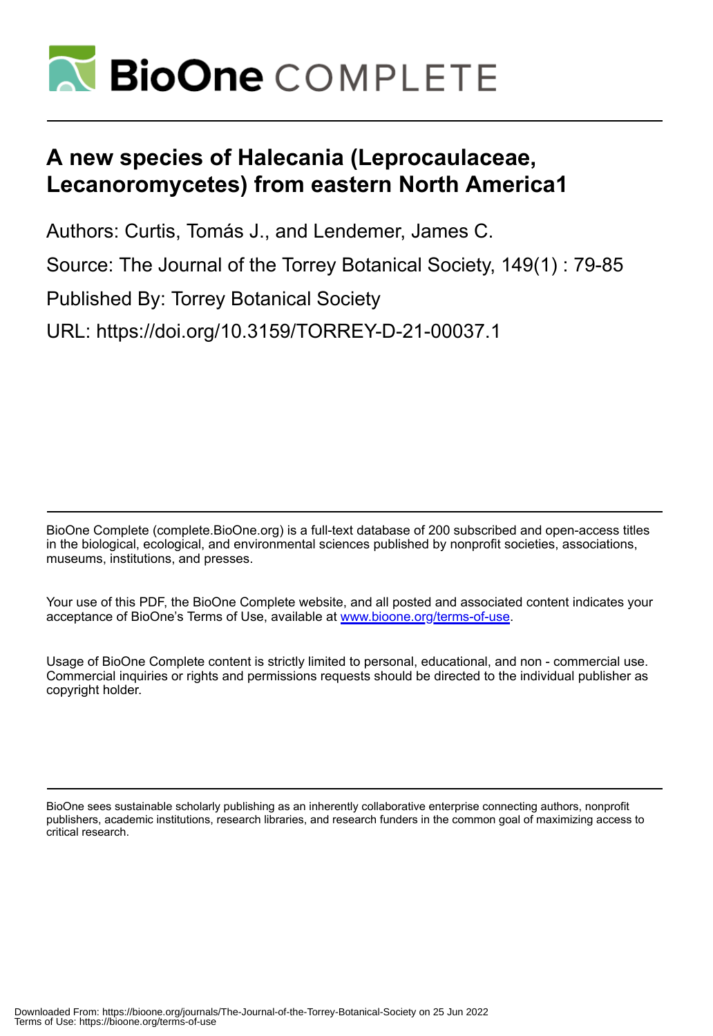# A new species of Halecania (Leprocaulaceae, Lecanoromycetes) from eastern North America1

Authors: Curtis, Tomás J., and Lendemer, James C.

Source: The Journal of the Torrey Botanical Society, 149(1) : 79-85

Published By: Torrey Botanical Society

URL: https://doi.org/10.3159/TORREY-D-21-00037.1

BioOne Complete (complete.BioOne.org) is a full-text database of 200 subscribed and open-access titles in the biological, ecological, and environmental sciences published by nonprofit societies, associations, museums, institutions, and presses.

Your use of this PDF, the BioOne Complete website, and all posted and associated content indicates your acceptance of BioOne's Terms of Use, available at www.bioone.org/terms-of-use.

Usage of BioOne Complete content is strictly limited to personal, educational, and non - commercial use. Commercial inquiries or rights and permissions requests should be directed to the individual publisher as copyright holder.

BioOne sees sustainable scholarly publishing as an inherently collaborative enterprise connecting authors, nonprofit publishers, academic institutions, research libraries, and research funders in the common goal of maximizing access to critical research.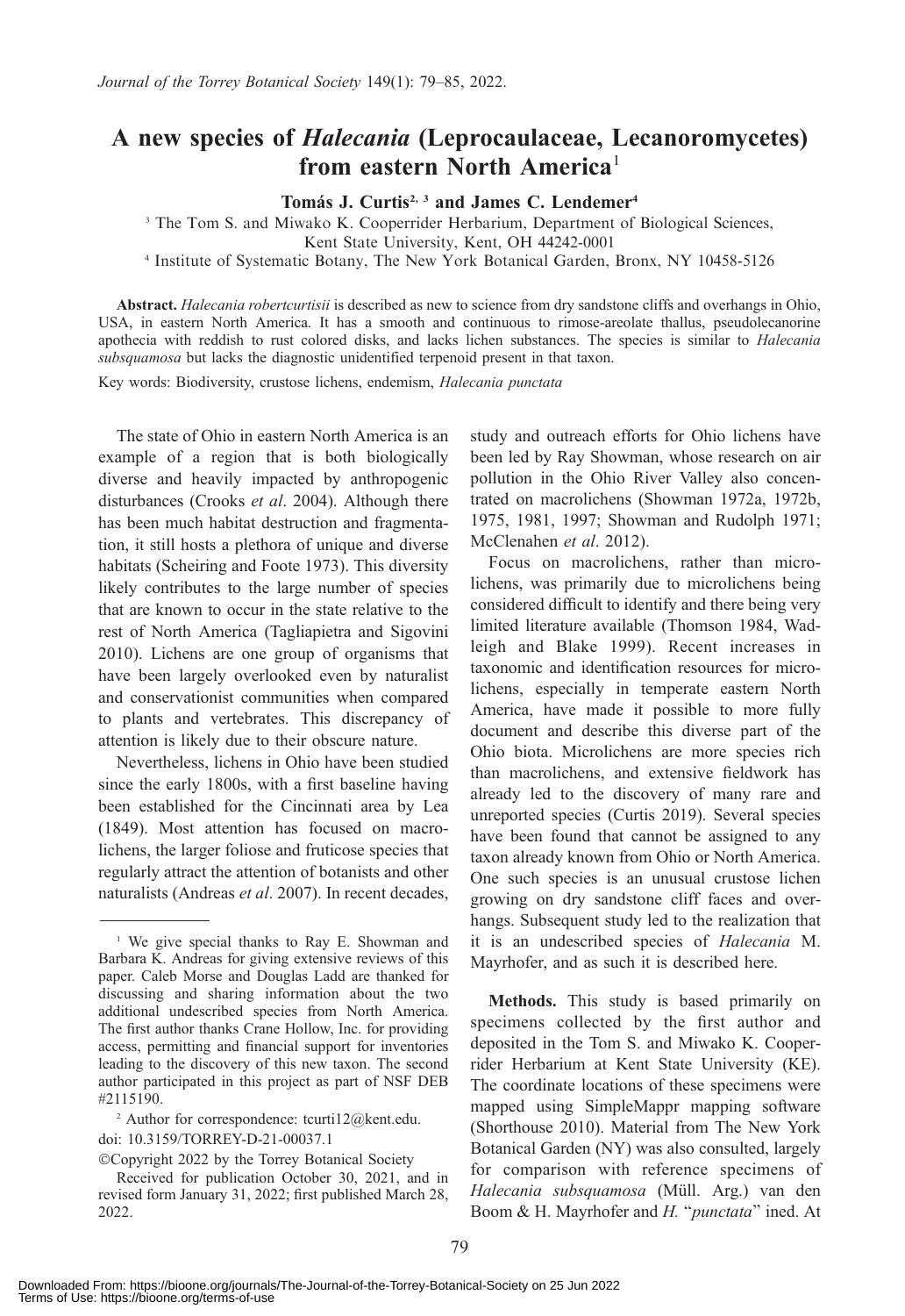*Journal of the Torrey Botanical Society* 149(1): 79–85, 2022.

# A new species of *Halecania* (Leprocaulaceae, Lecanoromycetes) from eastern North America[1]

**Tomás J. Curtis[2, 3] and James C. Lendemer[4]**

[3] The Tom S. and Miwako K. Cooperrider Herbarium, Department of Biological Sciences, Kent State University, Kent, OH 44242-0001

[4] Institute of Systematic Botany, The New York Botanical Garden, Bronx, NY 10458-5126

**Abstract.** *Halecania robertcurtisii* is described as new to science from dry sandstone cliffs and overhangs in Ohio, USA, in eastern North America. It has a smooth and continuous to rimose-areolate thallus, pseudolecanorine apothecia with reddish to rust colored disks, and lacks lichen substances. The species is similar to *Halecania subsquamosa* but lacks the diagnostic unidentified terpenoid present in that taxon.

Key words: Biodiversity, crustose lichens, endemism, *Halecania punctata*

The state of Ohio in eastern North America is an example of a region that is both biologically diverse and heavily impacted by anthropogenic disturbances (Crooks *et al*. 2004). Although there has been much habitat destruction and fragmentation, it still hosts a plethora of unique and diverse habitats (Scheiring and Foote 1973). This diversity likely contributes to the large number of species that are known to occur in the state relative to the rest of North America (Tagliapietra and Sigovini 2010). Lichens are one group of organisms that have been largely overlooked even by naturalist and conservationist communities when compared to plants and vertebrates. This discrepancy of attention is likely due to their obscure nature.

Nevertheless, lichens in Ohio have been studied since the early 1800s, with a first baseline having been established for the Cincinnati area by Lea (1849). Most attention has focused on macrolichens, the larger foliose and fruticose species that regularly attract the attention of botanists and other naturalists (Andreas *et al*. 2007). In recent decades, study and outreach efforts for Ohio lichens have been led by Ray Showman, whose research on air pollution in the Ohio River Valley also concentrated on macrolichens (Showman 1972a, 1972b, 1975, 1981, 1997; Showman and Rudolph 1971; McClenahen *et al*. 2012).

Focus on macrolichens, rather than microlichens, was primarily due to microlichens being considered difficult to identify and there being very limited literature available (Thomson 1984, Wadleigh and Blake 1999). Recent increases in taxonomic and identification resources for microlichens, especially in temperate eastern North America, have made it possible to more fully document and describe this diverse part of the Ohio biota. Microlichens are more species rich than macrolichens, and extensive fieldwork has already led to the discovery of many rare and unreported species (Curtis 2019). Several species have been found that cannot be assigned to any taxon already known from Ohio or North America. One such species is an unusual crustose lichen growing on dry sandstone cliff faces and overhangs. Subsequent study led to the realization that it is an undescribed species of *Halecania* M. Mayrhofer, and as such it is described here.

**Methods.** This study is based primarily on specimens collected by the first author and deposited in the Tom S. and Miwako K. Cooperrider Herbarium at Kent State University (KE). The coordinate locations of these specimens were mapped using SimpleMappr mapping software (Shorthouse 2010). Material from The New York Botanical Garden (NY) was also consulted, largely for comparison with reference specimens of *Halecania subsquamosa* (Müll. Arg.) van den Boom & H. Mayrhofer and *H.* "*punctata*" ined. At

---

[1] We give special thanks to Ray E. Showman and Barbara K. Andreas for giving extensive reviews of this paper. Caleb Morse and Douglas Ladd are thanked for discussing and sharing information about the two additional undescribed species from North America. The first author thanks Crane Hollow, Inc. for providing access, permitting and financial support for inventories leading to the discovery of this new taxon. The second author participated in this project as part of NSF DEB #2115190.

[2] Author for correspondence: tcurti12@kent.edu.

doi: 10.3159/TORREY-D-21-00037.1

©Copyright 2022 by the Torrey Botanical Society

Received for publication October 30, 2021, and in revised form January 31, 2022; first published March 28, 2022.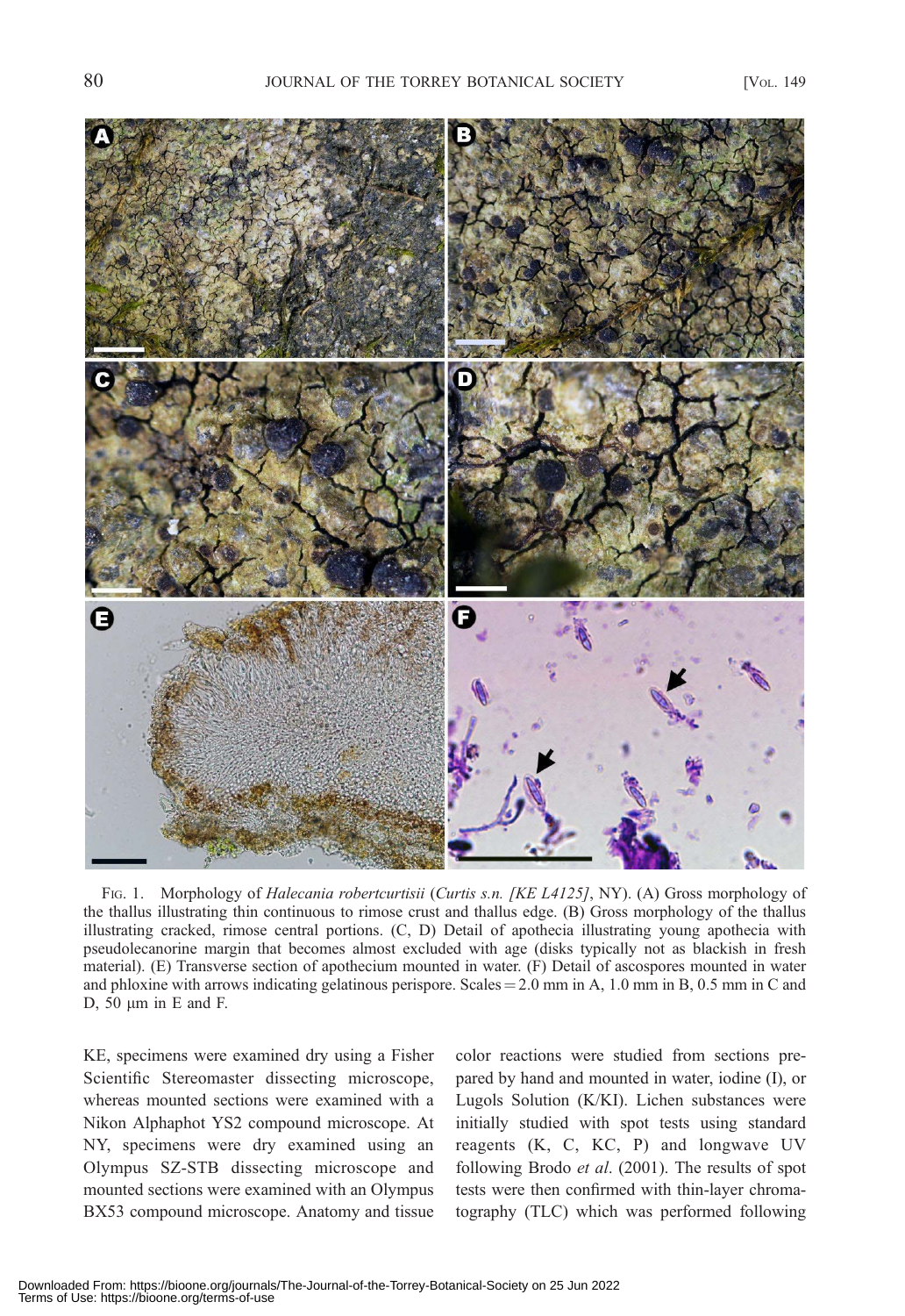FIG. 1. Morphology of *Halecania robertcurtisii* (*Curtis s.n. [KE L4125]*, NY). (A) Gross morphology of the thallus illustrating thin continuous to rimose crust and thallus edge. (B) Gross morphology of the thallus illustrating cracked, rimose central portions. (C, D) Detail of apothecia illustrating young apothecia with pseudolecanorine margin that becomes almost excluded with age (disks typically not as blackish in fresh material). (E) Transverse section of apothecium mounted in water. (F) Detail of ascospores mounted in water and phloxine with arrows indicating gelatinous perispore. Scales = 2.0 mm in A, 1.0 mm in B, 0.5 mm in C and D, 50 μm in E and F.

KE, specimens were examined dry using a Fisher Scientific Stereomaster dissecting microscope, whereas mounted sections were examined with a Nikon Alphaphot YS2 compound microscope. At NY, specimens were dry examined using an Olympus SZ-STB dissecting microscope and mounted sections were examined with an Olympus BX53 compound microscope. Anatomy and tissue color reactions were studied from sections prepared by hand and mounted in water, iodine (I), or Lugols Solution (K/KI). Lichen substances were initially studied with spot tests using standard reagents (K, C, KC, P) and longwave UV following Brodo *et al*. (2001). The results of spot tests were then confirmed with thin-layer chromatography (TLC) which was performed following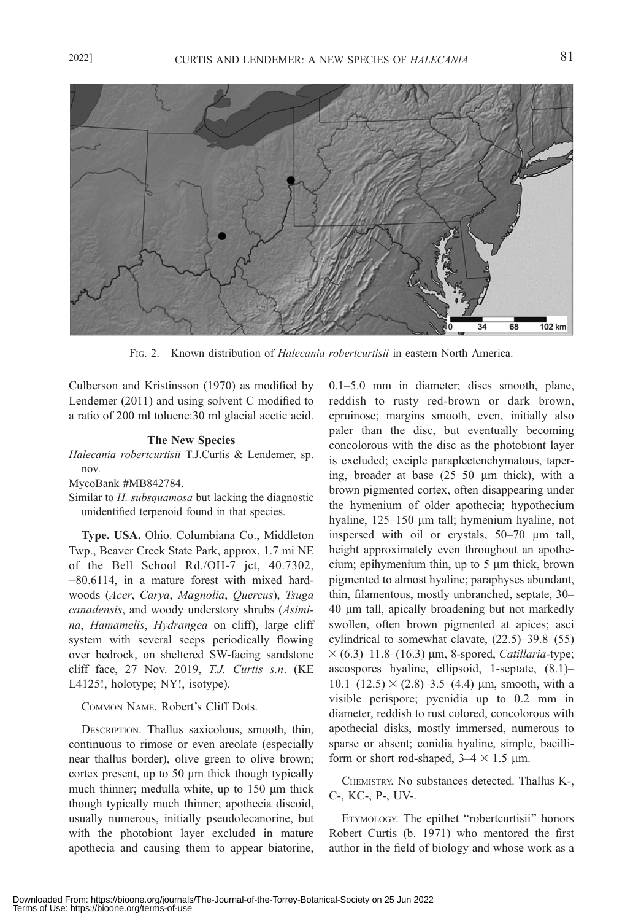FIG. 2. Known distribution of *Halecania robertcurtisii* in eastern North America.

Culberson and Kristinsson (1970) as modified by Lendemer (2011) and using solvent C modified to a ratio of 200 ml toluene:30 ml glacial acetic acid.

### The New Species

*Halecania robertcurtisii* T.J.Curtis & Lendemer, sp. nov.

MycoBank #MB842784.

Similar to *H. subsquamosa* but lacking the diagnostic unidentified terpenoid found in that species.

**Type. USA.** Ohio. Columbiana Co., Middleton Twp., Beaver Creek State Park, approx. 1.7 mi NE of the Bell School Rd./OH-7 jct, 40.7302, –80.6114, in a mature forest with mixed hardwoods (*Acer*, *Carya*, *Magnolia*, *Quercus*), *Tsuga canadensis*, and woody understory shrubs (*Asimina*, *Hamamelis*, *Hydrangea* on cliff), large cliff system with several seeps periodically flowing over bedrock, on sheltered SW-facing sandstone cliff face, 27 Nov. 2019, *T.J. Curtis s.n*. (KE L4125!, holotype; NY!, isotype).

COMMON NAME. Robert's Cliff Dots.

DESCRIPTION. Thallus saxicolous, smooth, thin, continuous to rimose or even areolate (especially near thallus border), olive green to olive brown; cortex present, up to 50 μm thick though typically much thinner; medulla white, up to 150 μm thick though typically much thinner; apothecia discoid, usually numerous, initially pseudolecanorine, but with the photobiont layer excluded in mature apothecia and causing them to appear biatorine, 0.1–5.0 mm in diameter; discs smooth, plane, reddish to rusty red-brown or dark brown, epruinose; margins smooth, even, initially also paler than the disc, but eventually becoming concolorous with the disc as the photobiont layer is excluded; exciple paraplectenchymatous, tapering, broader at base (25–50 μm thick), with a brown pigmented cortex, often disappearing under the hymenium of older apothecia; hypothecium hyaline, 125–150 μm tall; hymenium hyaline, not inspersed with oil or crystals, 50–70 μm tall, height approximately even throughout an apothecium; epihymenium thin, up to 5 μm thick, brown pigmented to almost hyaline; paraphyses abundant, thin, filamentous, mostly unbranched, septate, 30–40 μm tall, apically broadening but not markedly swollen, often brown pigmented at apices; asci cylindrical to somewhat clavate, (22.5)–39.8–(55) × (6.3)–11.8–(16.3) μm, 8-spored, *Catillaria*-type; ascospores hyaline, ellipsoid, 1-septate, (8.1)–10.1–(12.5) × (2.8)–3.5–(4.4) μm, smooth, with a visible perispore; pycnidia up to 0.2 mm in diameter, reddish to rust colored, concolorous with apothecial disks, mostly immersed, numerous to sparse or absent; conidia hyaline, simple, bacilliform or short rod-shaped, 3–4 × 1.5 μm.

CHEMISTRY. No substances detected. Thallus K-, C-, KC-, P-, UV-.

ETYMOLOGY. The epithet "robertcurtisii" honors Robert Curtis (b. 1971) who mentored the first author in the field of biology and whose work as a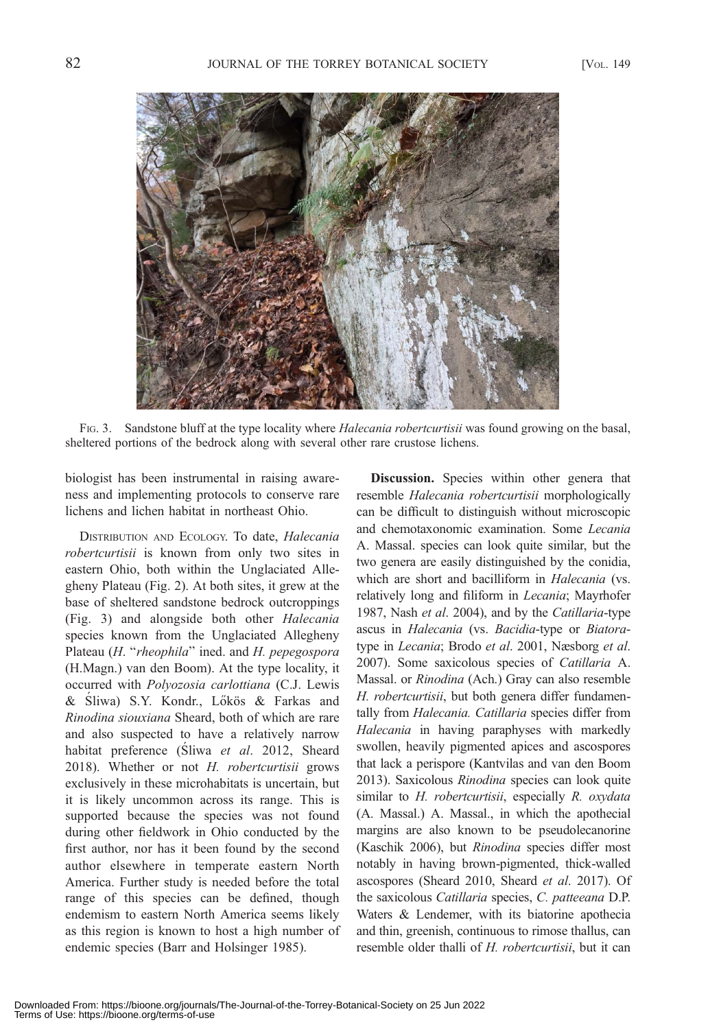FIG. 3. Sandstone bluff at the type locality where *Halecania robertcurtisii* was found growing on the basal, sheltered portions of the bedrock along with several other rare crustose lichens.

biologist has been instrumental in raising awareness and implementing protocols to conserve rare lichens and lichen habitat in northeast Ohio.

DISTRIBUTION AND ECOLOGY. To date, *Halecania robertcurtisii* is known from only two sites in eastern Ohio, both within the Unglaciated Allegheny Plateau (Fig. 2). At both sites, it grew at the base of sheltered sandstone bedrock outcroppings (Fig. 3) and alongside both other *Halecania* species known from the Unglaciated Allegheny Plateau (*H.* "*rheophila*" ined. and *H. pepegospora* (H.Magn.) van den Boom). At the type locality, it occurred with *Polyozosia carlottiana* (C.J. Lewis & Śliwa) S.Y. Kondr., Lőkös & Farkas and *Rinodina siouxiana* Sheard, both of which are rare and also suspected to have a relatively narrow habitat preference (Śliwa *et al*. 2012, Sheard 2018). Whether or not *H. robertcurtisii* grows exclusively in these microhabitats is uncertain, but it is likely uncommon across its range. This is supported because the species was not found during other fieldwork in Ohio conducted by the first author, nor has it been found by the second author elsewhere in temperate eastern North America. Further study is needed before the total range of this species can be defined, though endemism to eastern North America seems likely as this region is known to host a high number of endemic species (Barr and Holsinger 1985).

**Discussion.** Species within other genera that resemble *Halecania robertcurtisii* morphologically can be difficult to distinguish without microscopic and chemotaxonomic examination. Some *Lecania* A. Massal. species can look quite similar, but the two genera are easily distinguished by the conidia, which are short and bacilliform in *Halecania* (vs. relatively long and filiform in *Lecania*; Mayrhofer 1987, Nash *et al*. 2004), and by the *Catillaria*-type ascus in *Halecania* (vs. *Bacidia*-type or *Biatora*-type in *Lecania*; Brodo *et al*. 2001, Næsborg *et al*. 2007). Some saxicolous species of *Catillaria* A. Massal. or *Rinodina* (Ach.) Gray can also resemble *H. robertcurtisii*, but both genera differ fundamentally from *Halecania. Catillaria* species differ from *Halecania* in having paraphyses with markedly swollen, heavily pigmented apices and ascospores that lack a perispore (Kantvilas and van den Boom 2013). Saxicolous *Rinodina* species can look quite similar to *H. robertcurtisii*, especially *R. oxydata* (A. Massal.) A. Massal., in which the apothecial margins are also known to be pseudolecanorine (Kaschik 2006), but *Rinodina* species differ most notably in having brown-pigmented, thick-walled ascospores (Sheard 2010, Sheard *et al*. 2017). Of the saxicolous *Catillaria* species, *C. patteeana* D.P. Waters & Lendemer, with its biatorine apothecia and thin, greenish, continuous to rimose thallus, can resemble older thalli of *H. robertcurtisii*, but it can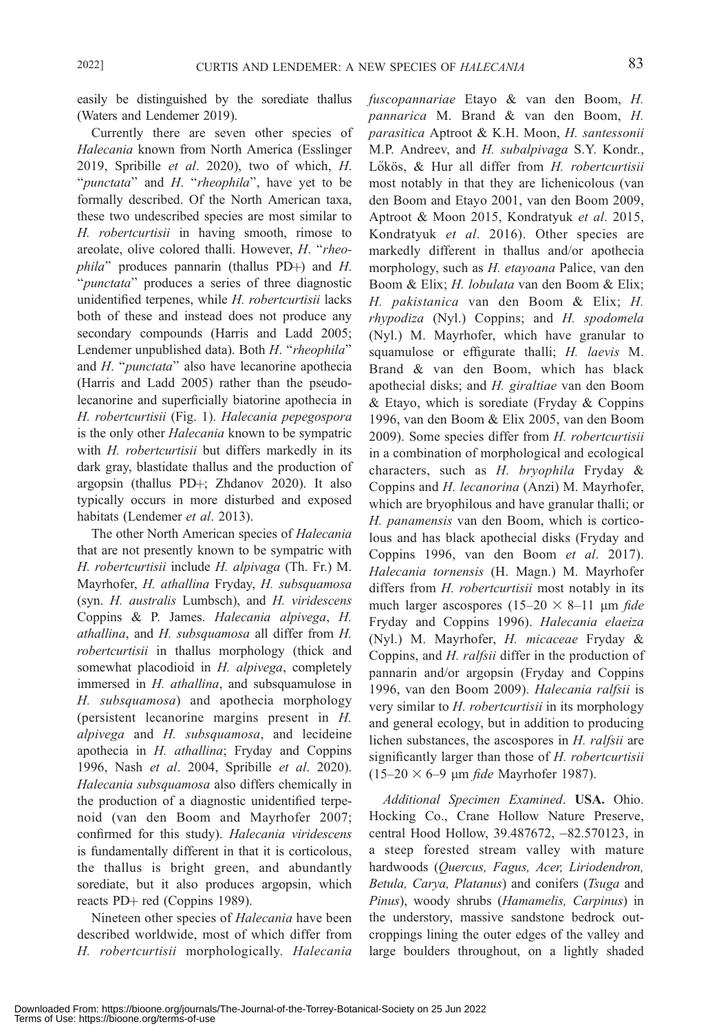easily be distinguished by the sorediate thallus (Waters and Lendemer 2019).

Currently there are seven other species of *Halecania* known from North America (Esslinger 2019, Spribille *et al*. 2020), two of which, *H.* "*punctata*" and *H.* "*rheophila*", have yet to be formally described. Of the North American taxa, these two undescribed species are most similar to *H. robertcurtisii* in having smooth, rimose to areolate, olive colored thalli. However, *H.* "*rheophila*" produces pannarin (thallus PD+) and *H.* "*punctata*" produces a series of three diagnostic unidentified terpenes, while *H. robertcurtisii* lacks both of these and instead does not produce any secondary compounds (Harris and Ladd 2005; Lendemer unpublished data). Both *H.* "*rheophila*" and *H.* "*punctata*" also have lecanorine apothecia (Harris and Ladd 2005) rather than the pseudolecanorine and superficially biatorine apothecia in *H. robertcurtisii* (Fig. 1). *Halecania pepegospora* is the only other *Halecania* known to be sympatric with *H. robertcurtisii* but differs markedly in its dark gray, blastidate thallus and the production of argopsin (thallus PD+; Zhdanov 2020). It also typically occurs in more disturbed and exposed habitats (Lendemer *et al*. 2013).

The other North American species of *Halecania* that are not presently known to be sympatric with *H. robertcurtisii* include *H. alpivaga* (Th. Fr.) M. Mayrhofer, *H. athallina* Fryday, *H. subsquamosa* (syn. *H. australis* Lumbsch), and *H. viridescens* Coppins & P. James. *Halecania alpivega*, *H. athallina*, and *H. subsquamosa* all differ from *H. robertcurtisii* in thallus morphology (thick and somewhat placodioid in *H. alpivega*, completely immersed in *H. athallina*, and subsquamulose in *H. subsquamosa*) and apothecia morphology (persistent lecanorine margins present in *H. alpivega* and *H. subsquamosa*, and lecideine apothecia in *H. athallina*; Fryday and Coppins 1996, Nash *et al*. 2004, Spribille *et al*. 2020). *Halecania subsquamosa* also differs chemically in the production of a diagnostic unidentified terpenoid (van den Boom and Mayrhofer 2007; confirmed for this study). *Halecania viridescens* is fundamentally different in that it is corticolous, the thallus is bright green, and abundantly sorediate, but it also produces argopsin, which reacts PD+ red (Coppins 1989).

Nineteen other species of *Halecania* have been described worldwide, most of which differ from *H. robertcurtisii* morphologically. *Halecania fuscopannariae* Etayo & van den Boom, *H. pannarica* M. Brand & van den Boom, *H. parasitica* Aptroot & K.H. Moon, *H. santessonii* M.P. Andreev, and *H. subalpivaga* S.Y. Kondr., Lőkös, & Hur all differ from *H. robertcurtisii* most notably in that they are lichenicolous (van den Boom and Etayo 2001, van den Boom 2009, Aptroot & Moon 2015, Kondratyuk *et al*. 2015, Kondratyuk *et al*. 2016). Other species are markedly different in thallus and/or apothecia morphology, such as *H. etayoana* Palice, van den Boom & Elix; *H. lobulata* van den Boom & Elix; *H. pakistanica* van den Boom & Elix; *H. rhypodiza* (Nyl.) Coppins; and *H. spodomela* (Nyl.) M. Mayrhofer, which have granular to squamulose or effigurate thalli; *H. laevis* M. Brand & van den Boom, which has black apothecial disks; and *H. giraltiae* van den Boom & Etayo, which is sorediate (Fryday & Coppins 1996, van den Boom & Elix 2005, van den Boom 2009). Some species differ from *H. robertcurtisii* in a combination of morphological and ecological characters, such as *H. bryophila* Fryday & Coppins and *H. lecanorina* (Anzi) M. Mayrhofer, which are bryophilous and have granular thalli; or *H. panamensis* van den Boom, which is corticolous and has black apothecial disks (Fryday and Coppins 1996, van den Boom *et al*. 2017). *Halecania tornensis* (H. Magn.) M. Mayrhofer differs from *H. robertcurtisii* most notably in its much larger ascospores (15–20 × 8–11 μm *fide* Fryday and Coppins 1996). *Halecania elaeiza* (Nyl.) M. Mayrhofer, *H. micaceae* Fryday & Coppins, and *H. ralfsii* differ in the production of pannarin and/or argopsin (Fryday and Coppins 1996, van den Boom 2009). *Halecania ralfsii* is very similar to *H. robertcurtisii* in its morphology and general ecology, but in addition to producing lichen substances, the ascospores in *H. ralfsii* are significantly larger than those of *H. robertcurtisii* (15–20 × 6–9 μm *fide* Mayrhofer 1987).

*Additional Specimen Examined*. **USA.** Ohio. Hocking Co., Crane Hollow Nature Preserve, central Hood Hollow, 39.487672, –82.570123, in a steep forested stream valley with mature hardwoods (*Quercus, Fagus, Acer, Liriodendron, Betula, Carya, Platanus*) and conifers (*Tsuga* and *Pinus*), woody shrubs (*Hamamelis, Carpinus*) in the understory, massive sandstone bedrock outcroppings lining the outer edges of the valley and large boulders throughout, on a lightly shaded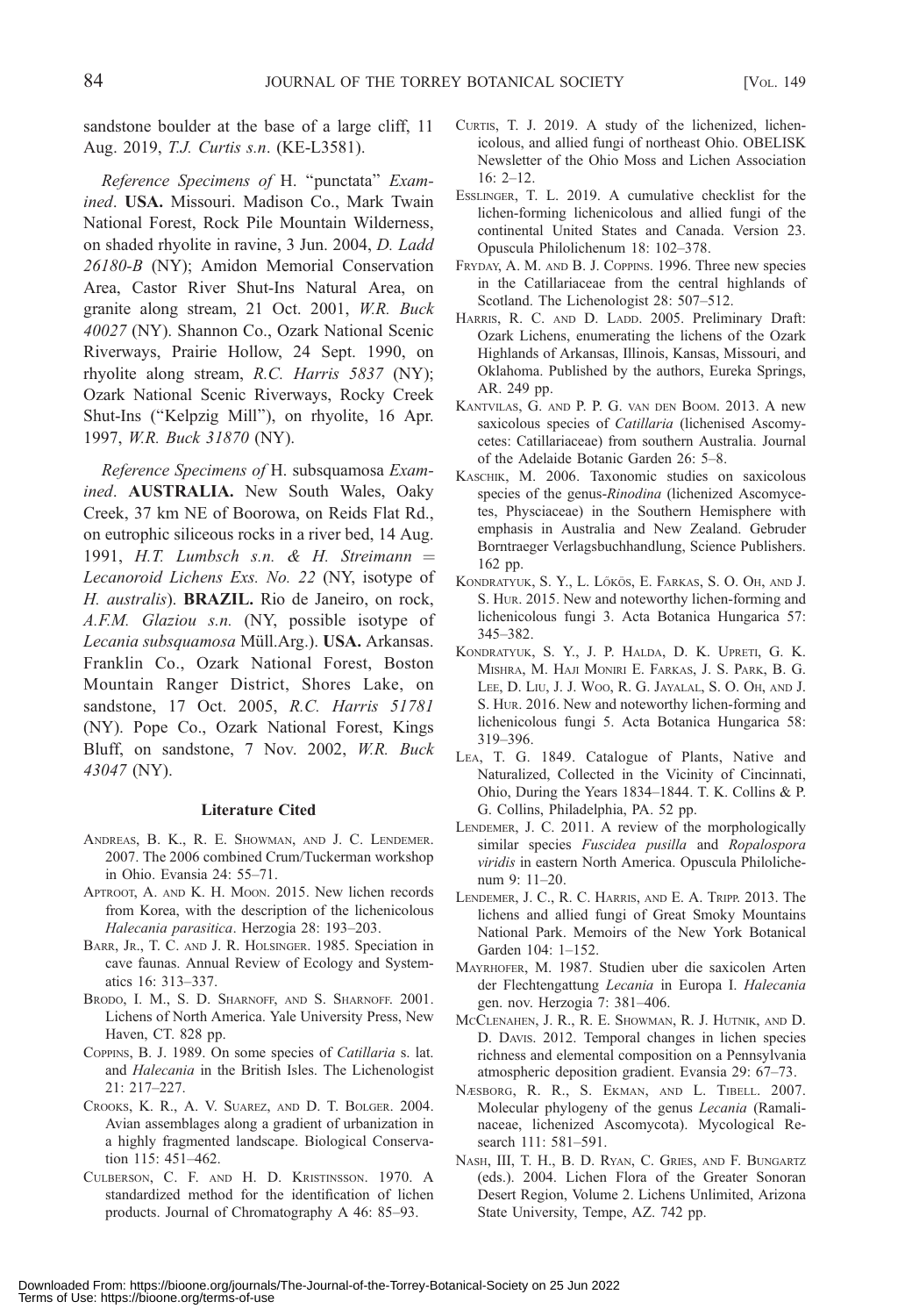sandstone boulder at the base of a large cliff, 11 Aug. 2019, *T.J. Curtis s.n*. (KE-L3581).

*Reference Specimens of* H. "punctata" *Examined*. **USA.** Missouri. Madison Co., Mark Twain National Forest, Rock Pile Mountain Wilderness, on shaded rhyolite in ravine, 3 Jun. 2004, *D. Ladd 26180-B* (NY); Amidon Memorial Conservation Area, Castor River Shut-Ins Natural Area, on granite along stream, 21 Oct. 2001, *W.R. Buck 40027* (NY). Shannon Co., Ozark National Scenic Riverways, Prairie Hollow, 24 Sept. 1990, on rhyolite along stream, *R.C. Harris 5837* (NY); Ozark National Scenic Riverways, Rocky Creek Shut-Ins ("Kelpzig Mill"), on rhyolite, 16 Apr. 1997, *W.R. Buck 31870* (NY).

*Reference Specimens of* H. subsquamosa *Examined*. **AUSTRALIA.** New South Wales, Oaky Creek, 37 km NE of Boorowa, on Reids Flat Rd., on eutrophic siliceous rocks in a river bed, 14 Aug. 1991, *H.T. Lumbsch s.n. & H. Streimann = Lecanoroid Lichens Exs. No. 22* (NY, isotype of *H. australis*). **BRAZIL.** Rio de Janeiro, on rock, *A.F.M. Glaziou s.n.* (NY, possible isotype of *Lecania subsquamosa* Müll.Arg.). **USA.** Arkansas. Franklin Co., Ozark National Forest, Boston Mountain Ranger District, Shores Lake, on sandstone, 17 Oct. 2005, *R.C. Harris 51781* (NY). Pope Co., Ozark National Forest, Kings Bluff, on sandstone, 7 Nov. 2002, *W.R. Buck 43047* (NY).

#### Literature Cited

Andreas, B. K., R. E. Showman, and J. C. Lendemer. 2007. The 2006 combined Crum/Tuckerman workshop in Ohio. Evansia 24: 55–71.

Aptroot, A. and K. H. Moon. 2015. New lichen records from Korea, with the description of the lichenicolous *Halecania parasitica*. Herzogia 28: 193–203.

Barr, Jr., T. C. and J. R. Holsinger. 1985. Speciation in cave faunas. Annual Review of Ecology and Systematics 16: 313–337.

Brodo, I. M., S. D. Sharnoff, and S. Sharnoff. 2001. Lichens of North America. Yale University Press, New Haven, CT. 828 pp.

Coppins, B. J. 1989. On some species of *Catillaria* s. lat. and *Halecania* in the British Isles. The Lichenologist 21: 217–227.

Crooks, K. R., A. V. Suarez, and D. T. Bolger. 2004. Avian assemblages along a gradient of urbanization in a highly fragmented landscape. Biological Conservation 115: 451–462.

Culberson, C. F. and H. D. Kristinsson. 1970. A standardized method for the identification of lichen products. Journal of Chromatography A 46: 85–93.

Curtis, T. J. 2019. A study of the lichenized, lichenicolous, and allied fungi of northeast Ohio. OBELISK Newsletter of the Ohio Moss and Lichen Association 16: 2–12.

Esslinger, T. L. 2019. A cumulative checklist for the lichen-forming lichenicolous and allied fungi of the continental United States and Canada. Version 23. Opuscula Philolichenum 18: 102–378.

Fryday, A. M. and B. J. Coppins. 1996. Three new species in the Catillariaceae from the central highlands of Scotland. The Lichenologist 28: 507–512.

Harris, R. C. and D. Ladd. 2005. Preliminary Draft: Ozark Lichens, enumerating the lichens of the Ozark Highlands of Arkansas, Illinois, Kansas, Missouri, and Oklahoma. Published by the authors, Eureka Springs, AR. 249 pp.

Kantvilas, G. and P. P. G. van den Boom. 2013. A new saxicolous species of *Catillaria* (lichenised Ascomycetes: Catillariaceae) from southern Australia. Journal of the Adelaide Botanic Garden 26: 5–8.

Kaschik, M. 2006. Taxonomic studies on saxicolous species of the genus-*Rinodina* (lichenized Ascomycetes, Physciaceae) in the Southern Hemisphere with emphasis in Australia and New Zealand. Gebruder Borntraeger Verlagsbuchhandlung, Science Publishers. 162 pp.

Kondratyuk, S. Y., L. Lőkös, E. Farkas, S. O. Oh, and J. S. Hur. 2015. New and noteworthy lichen-forming and lichenicolous fungi 3. Acta Botanica Hungarica 57: 345–382.

Kondratyuk, S. Y., J. P. Halda, D. K. Upreti, G. K. Mishra, M. Haji Moniri E. Farkas, J. S. Park, B. G. Lee, D. Liu, J. J. Woo, R. G. Jayalal, S. O. Oh, and J. S. Hur. 2016. New and noteworthy lichen-forming and lichenicolous fungi 5. Acta Botanica Hungarica 58: 319–396.

Lea, T. G. 1849. Catalogue of Plants, Native and Naturalized, Collected in the Vicinity of Cincinnati, Ohio, During the Years 1834–1844. T. K. Collins & P. G. Collins, Philadelphia, PA. 52 pp.

Lendemer, J. C. 2011. A review of the morphologically similar species *Fuscidea pusilla* and *Ropalospora viridis* in eastern North America. Opuscula Philolichenum 9: 11–20.

Lendemer, J. C., R. C. Harris, and E. A. Tripp. 2013. The lichens and allied fungi of Great Smoky Mountains National Park. Memoirs of the New York Botanical Garden 104: 1–152.

Mayrhofer, M. 1987. Studien uber die saxicolen Arten der Flechtengattung *Lecania* in Europa I. *Halecania* gen. nov. Herzogia 7: 381–406.

McClenahen, J. R., R. E. Showman, R. J. Hutnik, and D. D. Davis. 2012. Temporal changes in lichen species richness and elemental composition on a Pennsylvania atmospheric deposition gradient. Evansia 29: 67–73.

Næsborg, R. R., S. Ekman, and L. Tibell. 2007. Molecular phylogeny of the genus *Lecania* (Ramalinaceae, lichenized Ascomycota). Mycological Research 111: 581–591.

Nash, III, T. H., B. D. Ryan, C. Gries, and F. Bungartz (eds.). 2004. Lichen Flora of the Greater Sonoran Desert Region, Volume 2. Lichens Unlimited, Arizona State University, Tempe, AZ. 742 pp.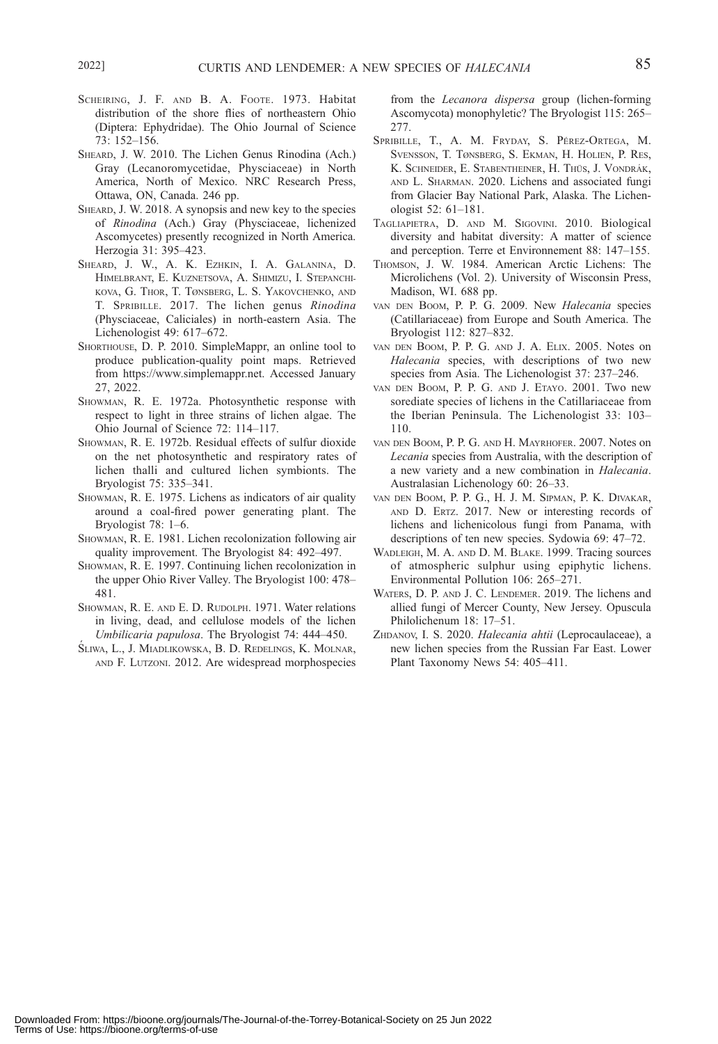SCHEIRING, J. F. AND B. A. FOOTE. 1973. Habitat distribution of the shore flies of northeastern Ohio (Diptera: Ephydridae). The Ohio Journal of Science 73: 152–156.

SHEARD, J. W. 2010. The Lichen Genus Rinodina (Ach.) Gray (Lecanoromycetidae, Physciaceae) in North America, North of Mexico. NRC Research Press, Ottawa, ON, Canada. 246 pp.

SHEARD, J. W. 2018. A synopsis and new key to the species of *Rinodina* (Ach.) Gray (Physciaceae, lichenized Ascomycetes) presently recognized in North America. Herzogia 31: 395–423.

SHEARD, J. W., A. K. EZHKIN, I. A. GALANINA, D. HIMELBRANT, E. KUZNETSOVA, A. SHIMIZU, I. STEPANCHIKOVA, G. THOR, T. TØNSBERG, L. S. YAKOVCHENKO, AND T. SPRIBILLE. 2017. The lichen genus *Rinodina* (Physciaceae, Caliciales) in north-eastern Asia. The Lichenologist 49: 617–672.

SHORTHOUSE, D. P. 2010. SimpleMappr, an online tool to produce publication-quality point maps. Retrieved from https://www.simplemappr.net. Accessed January 27, 2022.

SHOWMAN, R. E. 1972a. Photosynthetic response with respect to light in three strains of lichen algae. The Ohio Journal of Science 72: 114–117.

SHOWMAN, R. E. 1972b. Residual effects of sulfur dioxide on the net photosynthetic and respiratory rates of lichen thalli and cultured lichen symbionts. The Bryologist 75: 335–341.

SHOWMAN, R. E. 1975. Lichens as indicators of air quality around a coal-fired power generating plant. The Bryologist 78: 1–6.

SHOWMAN, R. E. 1981. Lichen recolonization following air quality improvement. The Bryologist 84: 492–497.

SHOWMAN, R. E. 1997. Continuing lichen recolonization in the upper Ohio River Valley. The Bryologist 100: 478–481.

SHOWMAN, R. E. AND E. D. RUDOLPH. 1971. Water relations in living, dead, and cellulose models of the lichen *Umbilicaria papulosa*. The Bryologist 74: 444–450.

ŚLIWA, L., J. MIADLIKOWSKA, B. D. REDELINGS, K. MOLNAR, AND F. LUTZONI. 2012. Are widespread morphospecies from the *Lecanora dispersa* group (lichen-forming Ascomycota) monophyletic? The Bryologist 115: 265–277.

SPRIBILLE, T., A. M. FRYDAY, S. PÉREZ-ORTEGA, M. SVENSSON, T. TØNSBERG, S. EKMAN, H. HOLIEN, P. RES, K. SCHNEIDER, E. STABENTHEINER, H. THÜS, J. VONDRÁK, AND L. SHARMAN. 2020. Lichens and associated fungi from Glacier Bay National Park, Alaska. The Lichenologist 52: 61–181.

TAGLIAPIETRA, D. AND M. SIGOVINI. 2010. Biological diversity and habitat diversity: A matter of science and perception. Terre et Environnement 88: 147–155.

THOMSON, J. W. 1984. American Arctic Lichens: The Microlichens (Vol. 2). University of Wisconsin Press, Madison, WI. 688 pp.

VAN DEN BOOM, P. P. G. 2009. New *Halecania* species (Catillariaceae) from Europe and South America. The Bryologist 112: 827–832.

VAN DEN BOOM, P. P. G. AND J. A. ELIX. 2005. Notes on *Halecania* species, with descriptions of two new species from Asia. The Lichenologist 37: 237–246.

VAN DEN BOOM, P. P. G. AND J. ETAYO. 2001. Two new sorediate species of lichens in the Catillariaceae from the Iberian Peninsula. The Lichenologist 33: 103–110.

VAN DEN BOOM, P. P. G. AND H. MAYRHOFER. 2007. Notes on *Lecania* species from Australia, with the description of a new variety and a new combination in *Halecania*. Australasian Lichenology 60: 26–33.

VAN DEN BOOM, P. P. G., H. J. M. SIPMAN, P. K. DIVAKAR, AND D. ERTZ. 2017. New or interesting records of lichens and lichenicolous fungi from Panama, with descriptions of ten new species. Sydowia 69: 47–72.

WADLEIGH, M. A. AND D. M. BLAKE. 1999. Tracing sources of atmospheric sulphur using epiphytic lichens. Environmental Pollution 106: 265–271.

WATERS, D. P. AND J. C. LENDEMER. 2019. The lichens and allied fungi of Mercer County, New Jersey. Opuscula Philolichenum 18: 17–51.

ZHDANOV, I. S. 2020. *Halecania ahtii* (Leprocaulaceae), a new lichen species from the Russian Far East. Lower Plant Taxonomy News 54: 405–411.